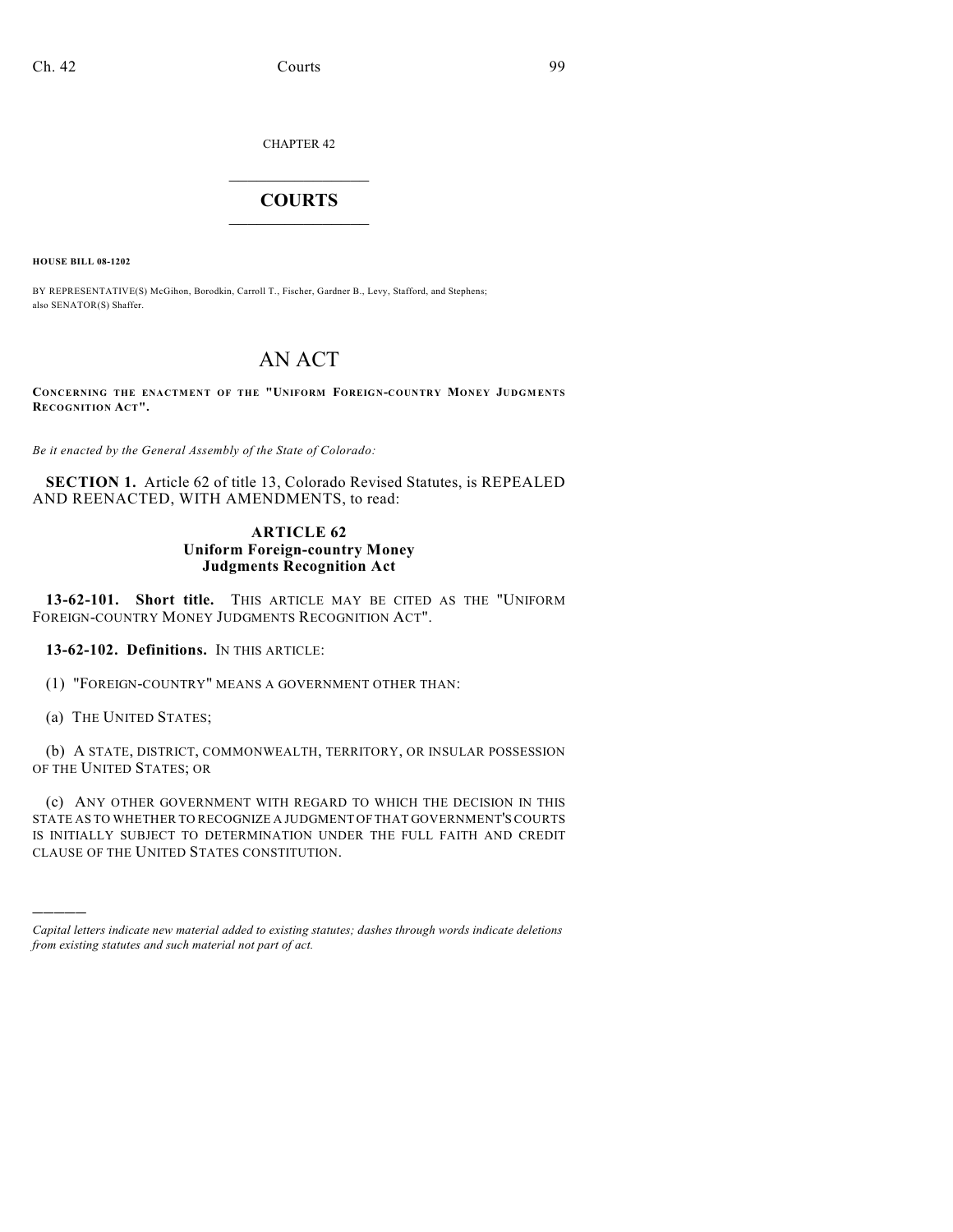CHAPTER 42

# COURTS

**HOUSE BILL 08-1202**

BY REPRESENTATIVE(S) McGihon, Borodkin, Carroll T., Fischer, Gardner B., Levy, Stafford, and Stephens; also SENATOR(S) Shaffer.

# AN ACT

**CONCERNING THE ENACTMENT OF THE "UNIFORM FOREIGN-COUNTRY MONEY JUDGMENTS RECOGNITION ACT".**

*Be it enacted by the General Assembly of the State of Colorado:*

**SECTION 1.** Article 62 of title 13, Colorado Revised Statutes, is REPEALED AND REENACTED, WITH AMENDMENTS, to read:

## ARTICLE 62
## Uniform Foreign-country Money Judgments Recognition Act

**13-62-101. Short title.** THIS ARTICLE MAY BE CITED AS THE "UNIFORM FOREIGN-COUNTRY MONEY JUDGMENTS RECOGNITION ACT".

**13-62-102. Definitions.** IN THIS ARTICLE:

(1) "FOREIGN-COUNTRY" MEANS A GOVERNMENT OTHER THAN:

(a) THE UNITED STATES;

(b) A STATE, DISTRICT, COMMONWEALTH, TERRITORY, OR INSULAR POSSESSION OF THE UNITED STATES; OR

(c) ANY OTHER GOVERNMENT WITH REGARD TO WHICH THE DECISION IN THIS STATE AS TO WHETHER TO RECOGNIZE A JUDGMENT OF THAT GOVERNMENT'S COURTS IS INITIALLY SUBJECT TO DETERMINATION UNDER THE FULL FAITH AND CREDIT CLAUSE OF THE UNITED STATES CONSTITUTION.

*Capital letters indicate new material added to existing statutes; dashes through words indicate deletions from existing statutes and such material not part of act.*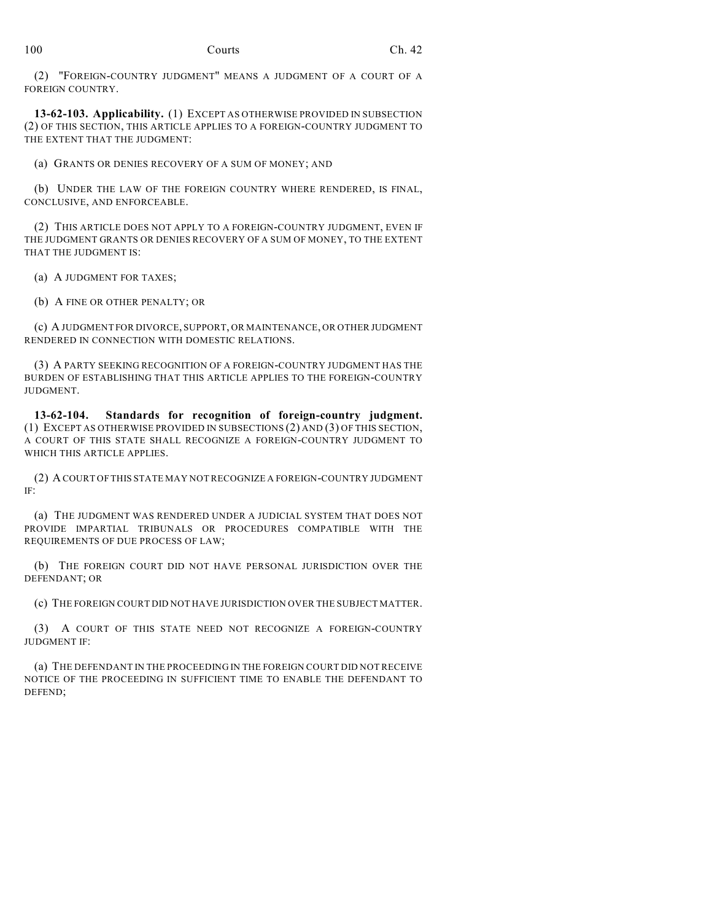(2) "FOREIGN-COUNTRY JUDGMENT" MEANS A JUDGMENT OF A COURT OF A FOREIGN COUNTRY.

**13-62-103. Applicability.** (1) EXCEPT AS OTHERWISE PROVIDED IN SUBSECTION (2) OF THIS SECTION, THIS ARTICLE APPLIES TO A FOREIGN-COUNTRY JUDGMENT TO THE EXTENT THAT THE JUDGMENT:

(a) GRANTS OR DENIES RECOVERY OF A SUM OF MONEY; AND

(b) UNDER THE LAW OF THE FOREIGN COUNTRY WHERE RENDERED, IS FINAL, CONCLUSIVE, AND ENFORCEABLE.

(2) THIS ARTICLE DOES NOT APPLY TO A FOREIGN-COUNTRY JUDGMENT, EVEN IF THE JUDGMENT GRANTS OR DENIES RECOVERY OF A SUM OF MONEY, TO THE EXTENT THAT THE JUDGMENT IS:

(a) A JUDGMENT FOR TAXES;

(b) A FINE OR OTHER PENALTY; OR

(c) A JUDGMENT FOR DIVORCE, SUPPORT, OR MAINTENANCE, OR OTHER JUDGMENT RENDERED IN CONNECTION WITH DOMESTIC RELATIONS.

(3) A PARTY SEEKING RECOGNITION OF A FOREIGN-COUNTRY JUDGMENT HAS THE BURDEN OF ESTABLISHING THAT THIS ARTICLE APPLIES TO THE FOREIGN-COUNTRY JUDGMENT.

**13-62-104. Standards for recognition of foreign-country judgment.** (1) EXCEPT AS OTHERWISE PROVIDED IN SUBSECTIONS (2) AND (3) OF THIS SECTION, A COURT OF THIS STATE SHALL RECOGNIZE A FOREIGN-COUNTRY JUDGMENT TO WHICH THIS ARTICLE APPLIES.

(2) A COURT OF THIS STATE MAY NOT RECOGNIZE A FOREIGN-COUNTRY JUDGMENT IF:

(a) THE JUDGMENT WAS RENDERED UNDER A JUDICIAL SYSTEM THAT DOES NOT PROVIDE IMPARTIAL TRIBUNALS OR PROCEDURES COMPATIBLE WITH THE REQUIREMENTS OF DUE PROCESS OF LAW;

(b) THE FOREIGN COURT DID NOT HAVE PERSONAL JURISDICTION OVER THE DEFENDANT; OR

(c) THE FOREIGN COURT DID NOT HAVE JURISDICTION OVER THE SUBJECT MATTER.

(3) A COURT OF THIS STATE NEED NOT RECOGNIZE A FOREIGN-COUNTRY JUDGMENT IF:

(a) THE DEFENDANT IN THE PROCEEDING IN THE FOREIGN COURT DID NOT RECEIVE NOTICE OF THE PROCEEDING IN SUFFICIENT TIME TO ENABLE THE DEFENDANT TO DEFEND;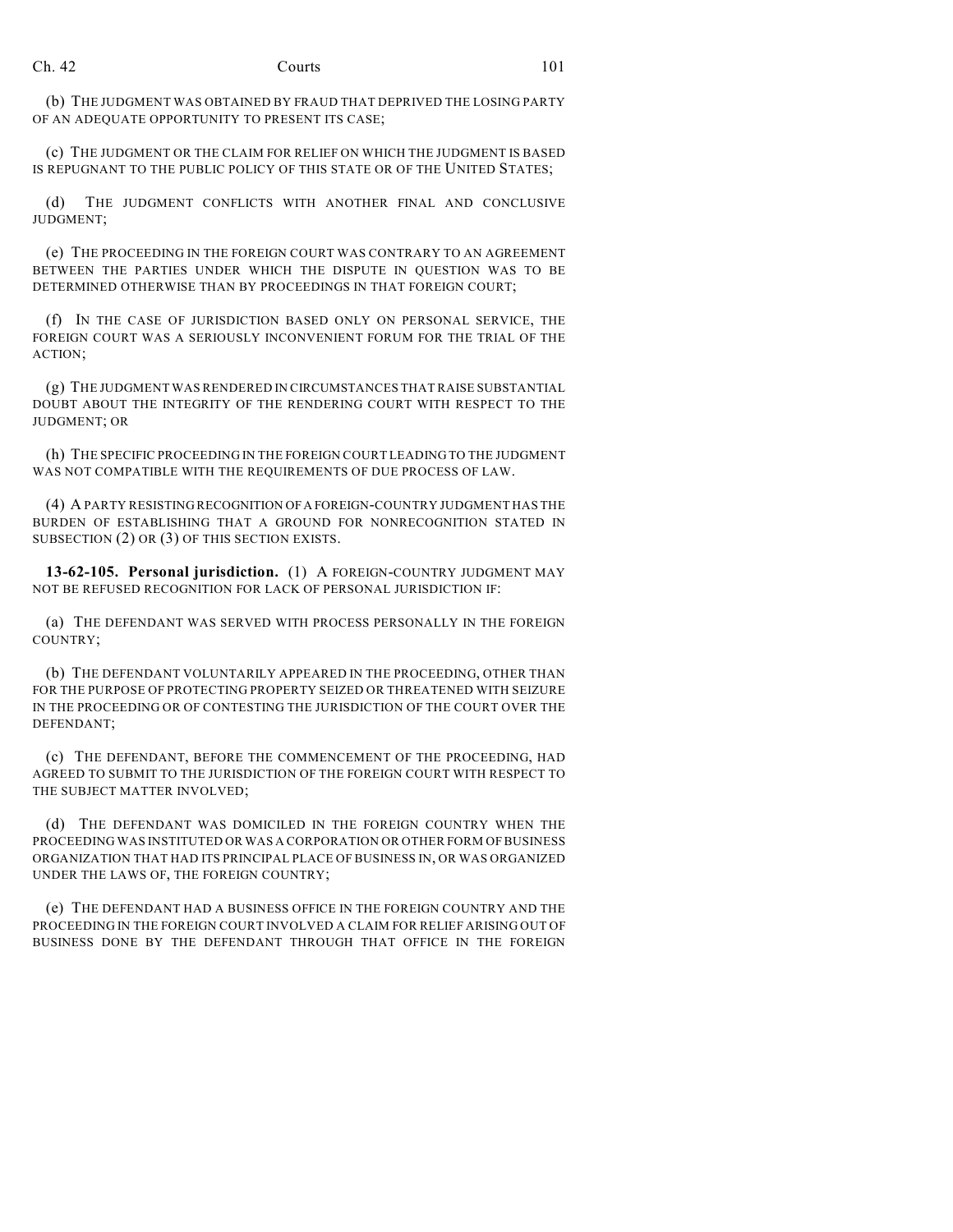(b) THE JUDGMENT WAS OBTAINED BY FRAUD THAT DEPRIVED THE LOSING PARTY OF AN ADEQUATE OPPORTUNITY TO PRESENT ITS CASE;

(c) THE JUDGMENT OR THE CLAIM FOR RELIEF ON WHICH THE JUDGMENT IS BASED IS REPUGNANT TO THE PUBLIC POLICY OF THIS STATE OR OF THE UNITED STATES;

(d) THE JUDGMENT CONFLICTS WITH ANOTHER FINAL AND CONCLUSIVE JUDGMENT;

(e) THE PROCEEDING IN THE FOREIGN COURT WAS CONTRARY TO AN AGREEMENT BETWEEN THE PARTIES UNDER WHICH THE DISPUTE IN QUESTION WAS TO BE DETERMINED OTHERWISE THAN BY PROCEEDINGS IN THAT FOREIGN COURT;

(f) IN THE CASE OF JURISDICTION BASED ONLY ON PERSONAL SERVICE, THE FOREIGN COURT WAS A SERIOUSLY INCONVENIENT FORUM FOR THE TRIAL OF THE ACTION;

(g) THE JUDGMENT WAS RENDERED IN CIRCUMSTANCES THAT RAISE SUBSTANTIAL DOUBT ABOUT THE INTEGRITY OF THE RENDERING COURT WITH RESPECT TO THE JUDGMENT; OR

(h) THE SPECIFIC PROCEEDING IN THE FOREIGN COURT LEADING TO THE JUDGMENT WAS NOT COMPATIBLE WITH THE REQUIREMENTS OF DUE PROCESS OF LAW.

(4) A PARTY RESISTING RECOGNITION OF A FOREIGN-COUNTRY JUDGMENT HAS THE BURDEN OF ESTABLISHING THAT A GROUND FOR NONRECOGNITION STATED IN SUBSECTION (2) OR (3) OF THIS SECTION EXISTS.

**13-62-105. Personal jurisdiction.** (1) A FOREIGN-COUNTRY JUDGMENT MAY NOT BE REFUSED RECOGNITION FOR LACK OF PERSONAL JURISDICTION IF:

(a) THE DEFENDANT WAS SERVED WITH PROCESS PERSONALLY IN THE FOREIGN COUNTRY;

(b) THE DEFENDANT VOLUNTARILY APPEARED IN THE PROCEEDING, OTHER THAN FOR THE PURPOSE OF PROTECTING PROPERTY SEIZED OR THREATENED WITH SEIZURE IN THE PROCEEDING OR OF CONTESTING THE JURISDICTION OF THE COURT OVER THE DEFENDANT;

(c) THE DEFENDANT, BEFORE THE COMMENCEMENT OF THE PROCEEDING, HAD AGREED TO SUBMIT TO THE JURISDICTION OF THE FOREIGN COURT WITH RESPECT TO THE SUBJECT MATTER INVOLVED;

(d) THE DEFENDANT WAS DOMICILED IN THE FOREIGN COUNTRY WHEN THE PROCEEDING WAS INSTITUTED OR WAS A CORPORATION OR OTHER FORM OF BUSINESS ORGANIZATION THAT HAD ITS PRINCIPAL PLACE OF BUSINESS IN, OR WAS ORGANIZED UNDER THE LAWS OF, THE FOREIGN COUNTRY;

(e) THE DEFENDANT HAD A BUSINESS OFFICE IN THE FOREIGN COUNTRY AND THE PROCEEDING IN THE FOREIGN COURT INVOLVED A CLAIM FOR RELIEF ARISING OUT OF BUSINESS DONE BY THE DEFENDANT THROUGH THAT OFFICE IN THE FOREIGN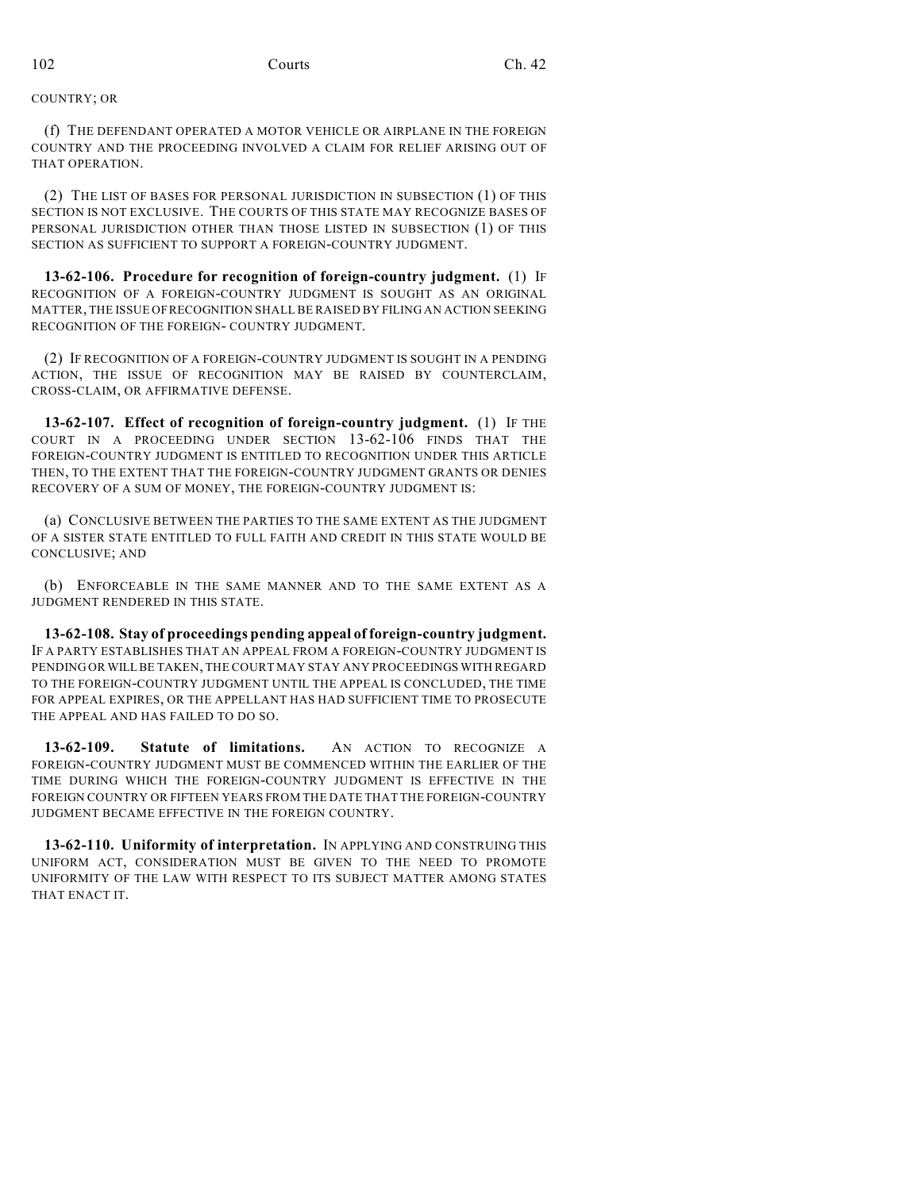COUNTRY; OR

(f) THE DEFENDANT OPERATED A MOTOR VEHICLE OR AIRPLANE IN THE FOREIGN COUNTRY AND THE PROCEEDING INVOLVED A CLAIM FOR RELIEF ARISING OUT OF THAT OPERATION.

(2) THE LIST OF BASES FOR PERSONAL JURISDICTION IN SUBSECTION (1) OF THIS SECTION IS NOT EXCLUSIVE. THE COURTS OF THIS STATE MAY RECOGNIZE BASES OF PERSONAL JURISDICTION OTHER THAN THOSE LISTED IN SUBSECTION (1) OF THIS SECTION AS SUFFICIENT TO SUPPORT A FOREIGN-COUNTRY JUDGMENT.

**13-62-106. Procedure for recognition of foreign-country judgment.** (1) IF RECOGNITION OF A FOREIGN-COUNTRY JUDGMENT IS SOUGHT AS AN ORIGINAL MATTER, THE ISSUE OF RECOGNITION SHALL BE RAISED BY FILING AN ACTION SEEKING RECOGNITION OF THE FOREIGN- COUNTRY JUDGMENT.

(2) IF RECOGNITION OF A FOREIGN-COUNTRY JUDGMENT IS SOUGHT IN A PENDING ACTION, THE ISSUE OF RECOGNITION MAY BE RAISED BY COUNTERCLAIM, CROSS-CLAIM, OR AFFIRMATIVE DEFENSE.

**13-62-107. Effect of recognition of foreign-country judgment.** (1) IF THE COURT IN A PROCEEDING UNDER SECTION 13-62-106 FINDS THAT THE FOREIGN-COUNTRY JUDGMENT IS ENTITLED TO RECOGNITION UNDER THIS ARTICLE THEN, TO THE EXTENT THAT THE FOREIGN-COUNTRY JUDGMENT GRANTS OR DENIES RECOVERY OF A SUM OF MONEY, THE FOREIGN-COUNTRY JUDGMENT IS:

(a) CONCLUSIVE BETWEEN THE PARTIES TO THE SAME EXTENT AS THE JUDGMENT OF A SISTER STATE ENTITLED TO FULL FAITH AND CREDIT IN THIS STATE WOULD BE CONCLUSIVE; AND

(b) ENFORCEABLE IN THE SAME MANNER AND TO THE SAME EXTENT AS A JUDGMENT RENDERED IN THIS STATE.

**13-62-108. Stay of proceedings pending appeal of foreign-country judgment.** IF A PARTY ESTABLISHES THAT AN APPEAL FROM A FOREIGN-COUNTRY JUDGMENT IS PENDING OR WILL BE TAKEN, THE COURT MAY STAY ANY PROCEEDINGS WITH REGARD TO THE FOREIGN-COUNTRY JUDGMENT UNTIL THE APPEAL IS CONCLUDED, THE TIME FOR APPEAL EXPIRES, OR THE APPELLANT HAS HAD SUFFICIENT TIME TO PROSECUTE THE APPEAL AND HAS FAILED TO DO SO.

**13-62-109. Statute of limitations.** AN ACTION TO RECOGNIZE A FOREIGN-COUNTRY JUDGMENT MUST BE COMMENCED WITHIN THE EARLIER OF THE TIME DURING WHICH THE FOREIGN-COUNTRY JUDGMENT IS EFFECTIVE IN THE FOREIGN COUNTRY OR FIFTEEN YEARS FROM THE DATE THAT THE FOREIGN-COUNTRY JUDGMENT BECAME EFFECTIVE IN THE FOREIGN COUNTRY.

**13-62-110. Uniformity of interpretation.** IN APPLYING AND CONSTRUING THIS UNIFORM ACT, CONSIDERATION MUST BE GIVEN TO THE NEED TO PROMOTE UNIFORMITY OF THE LAW WITH RESPECT TO ITS SUBJECT MATTER AMONG STATES THAT ENACT IT.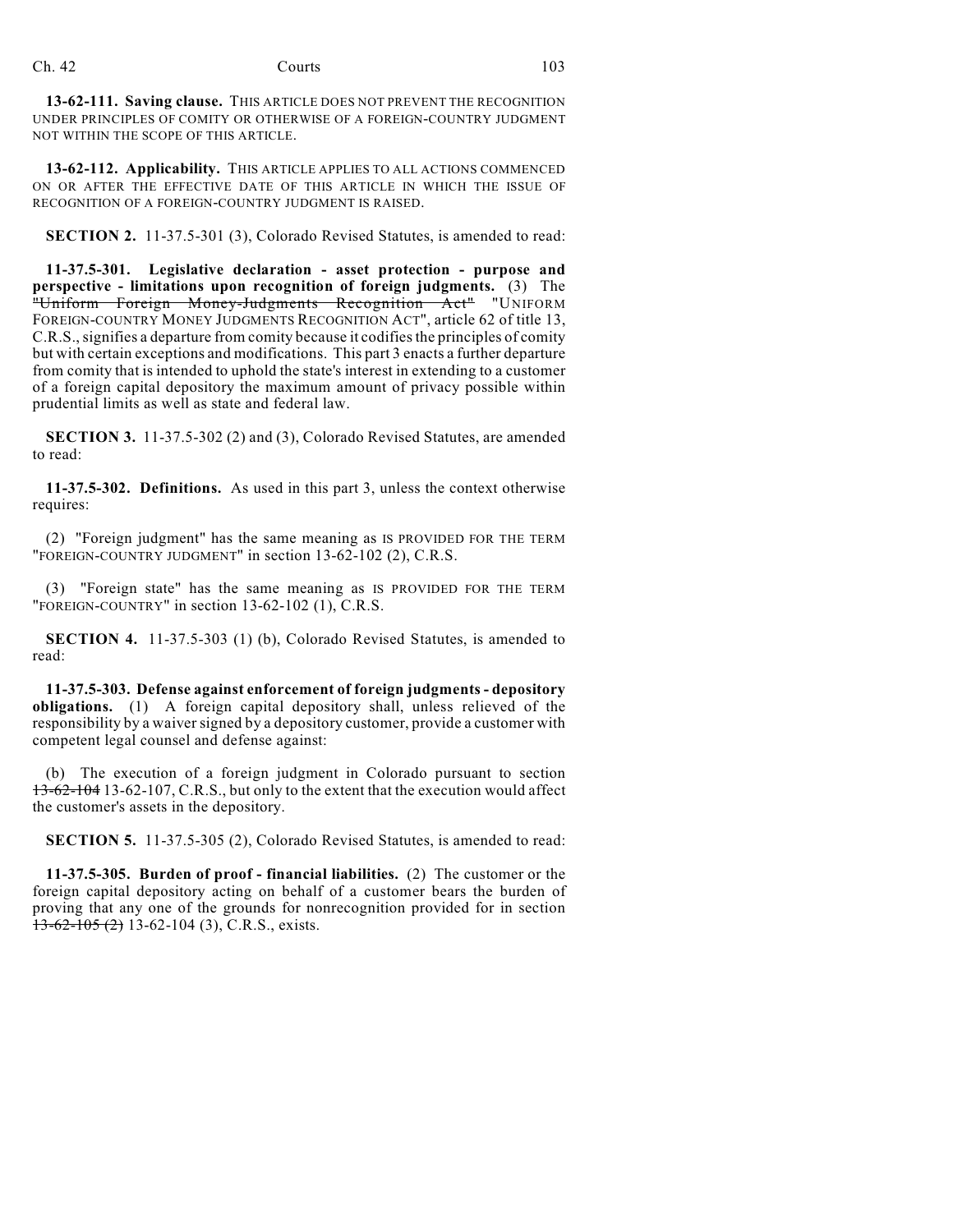**13-62-111. Saving clause.** THIS ARTICLE DOES NOT PREVENT THE RECOGNITION UNDER PRINCIPLES OF COMITY OR OTHERWISE OF A FOREIGN-COUNTRY JUDGMENT NOT WITHIN THE SCOPE OF THIS ARTICLE.

**13-62-112. Applicability.** THIS ARTICLE APPLIES TO ALL ACTIONS COMMENCED ON OR AFTER THE EFFECTIVE DATE OF THIS ARTICLE IN WHICH THE ISSUE OF RECOGNITION OF A FOREIGN-COUNTRY JUDGMENT IS RAISED.

**SECTION 2.** 11-37.5-301 (3), Colorado Revised Statutes, is amended to read:

**11-37.5-301. Legislative declaration - asset protection - purpose and perspective - limitations upon recognition of foreign judgments.** (3) The ~~"Uniform Foreign Money-Judgments Recognition Act"~~ "UNIFORM FOREIGN-COUNTRY MONEY JUDGMENTS RECOGNITION ACT", article 62 of title 13, C.R.S., signifies a departure from comity because it codifies the principles of comity but with certain exceptions and modifications. This part 3 enacts a further departure from comity that is intended to uphold the state's interest in extending to a customer of a foreign capital depository the maximum amount of privacy possible within prudential limits as well as state and federal law.

**SECTION 3.** 11-37.5-302 (2) and (3), Colorado Revised Statutes, are amended to read:

**11-37.5-302. Definitions.** As used in this part 3, unless the context otherwise requires:

(2) "Foreign judgment" has the same meaning as IS PROVIDED FOR THE TERM "FOREIGN-COUNTRY JUDGMENT" in section 13-62-102 (2), C.R.S.

(3) "Foreign state" has the same meaning as IS PROVIDED FOR THE TERM "FOREIGN-COUNTRY" in section 13-62-102 (1), C.R.S.

**SECTION 4.** 11-37.5-303 (1) (b), Colorado Revised Statutes, is amended to read:

**11-37.5-303. Defense against enforcement of foreign judgments - depository obligations.** (1) A foreign capital depository shall, unless relieved of the responsibility by a waiver signed by a depository customer, provide a customer with competent legal counsel and defense against:

(b) The execution of a foreign judgment in Colorado pursuant to section ~~13-62-104~~ 13-62-107, C.R.S., but only to the extent that the execution would affect the customer's assets in the depository.

**SECTION 5.** 11-37.5-305 (2), Colorado Revised Statutes, is amended to read:

**11-37.5-305. Burden of proof - financial liabilities.** (2) The customer or the foreign capital depository acting on behalf of a customer bears the burden of proving that any one of the grounds for nonrecognition provided for in section ~~13-62-105 (2)~~ 13-62-104 (3), C.R.S., exists.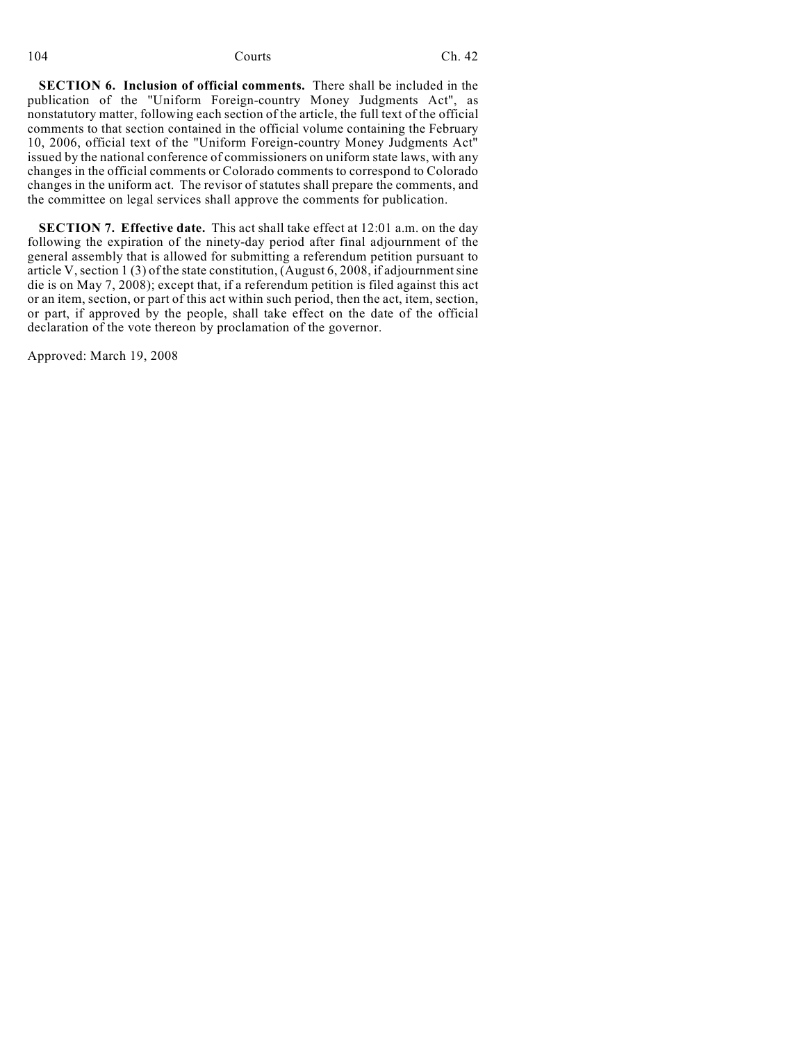**SECTION 6. Inclusion of official comments.** There shall be included in the publication of the "Uniform Foreign-country Money Judgments Act", as nonstatutory matter, following each section of the article, the full text of the official comments to that section contained in the official volume containing the February 10, 2006, official text of the "Uniform Foreign-country Money Judgments Act" issued by the national conference of commissioners on uniform state laws, with any changes in the official comments or Colorado comments to correspond to Colorado changes in the uniform act. The revisor of statutes shall prepare the comments, and the committee on legal services shall approve the comments for publication.

**SECTION 7. Effective date.** This act shall take effect at 12:01 a.m. on the day following the expiration of the ninety-day period after final adjournment of the general assembly that is allowed for submitting a referendum petition pursuant to article V, section 1 (3) of the state constitution, (August 6, 2008, if adjournment sine die is on May 7, 2008); except that, if a referendum petition is filed against this act or an item, section, or part of this act within such period, then the act, item, section, or part, if approved by the people, shall take effect on the date of the official declaration of the vote thereon by proclamation of the governor.

Approved: March 19, 2008